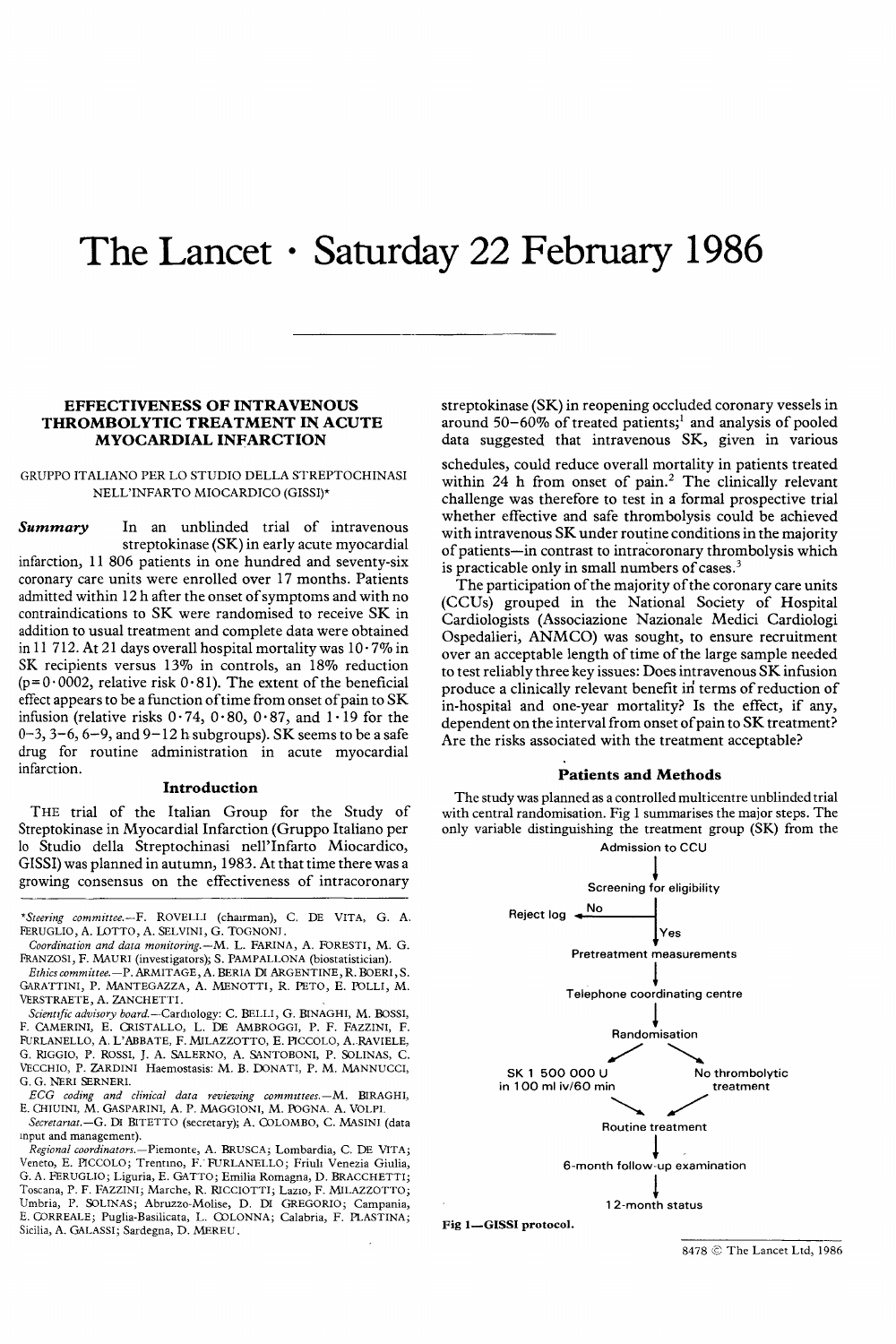# The Lancet · Saturday 22 February 1986

## EFFECTIVENESS OF INTRAVENOUS THROMBOLYTIC TREATMENT IN ACUTE MYOCARDIAL INFARCTION

GRUPPO ITALIANO PER LO STUDIO DELLA STREPTOCHINASI NELL'INFARTO MIOCARDICO (GISSI)*

***Summary*** In an unblinded trial of intravenous streptokinase (SK) in early acute myocardial infarction, 11 806 patients in one hundred and seventy-six coronary care units were enrolled over 17 months. Patients admitted within 12 h after the onset of symptoms and with no contraindications to SK were randomised to receive SK in addition to usual treatment and complete data were obtained in 11 712. At 21 days overall hospital mortality was 10·7% in SK recipients versus 13% in controls, an 18% reduction (p=0·0002, relative risk 0·81). The extent of the beneficial effect appears to be a function of time from onset of pain to SK infusion (relative risks 0·74, 0·80, 0·87, and 1·19 for the 0–3, 3–6, 6–9, and 9–12 h subgroups). SK seems to be a safe drug for routine administration in acute myocardial infarction.

### Introduction

THE trial of the Italian Group for the Study of Streptokinase in Myocardial Infarction (Gruppo Italiano per lo Studio della Streptochinasi nell'Infarto Miocardico, GISSI) was planned in autumn, 1983. At that time there was a growing consensus on the effectiveness of intracoronary streptokinase (SK) in reopening occluded coronary vessels in around 50–60% of treated patients;[1] and analysis of pooled data suggested that intravenous SK, given in various schedules, could reduce overall mortality in patients treated within 24 h from onset of pain.[2] The clinically relevant challenge was therefore to test in a formal prospective trial whether effective and safe thrombolysis could be achieved with intravenous SK under routine conditions in the majority of patients—in contrast to intracoronary thrombolysis which is practicable only in small numbers of cases.[3]

The participation of the majority of the coronary care units (CCUs) grouped in the National Society of Hospital Cardiologists (Associazione Nazionale Medici Cardiologi Ospedalieri, ANMCO) was sought, to ensure recruitment over an acceptable length of time of the large sample needed to test reliably three key issues: Does intravenous SK infusion produce a clinically relevant benefit in terms of reduction of in-hospital and one-year mortality? Is the effect, if any, dependent on the interval from onset of pain to SK treatment? Are the risks associated with the treatment acceptable?

### Patients and Methods

The study was planned as a controlled multicentre unblinded trial with central randomisation. Fig 1 summarises the major steps. The only variable distinguishing the treatment group (SK) from the

Admission to CCU → Screening for eligibility → (No → Reject log) / (Yes → Pretreatment measurements) → Telephone coordinating centre → Randomisation → SK 1 500 000 U in 100 ml iv/60 min / No thrombolytic treatment → Routine treatment → 6-month follow-up examination → 12-month status

**Fig 1—GISSI protocol.**

---

*Steering committee.*—F. ROVELLI (chairman), C. DE VITA, G. A. FERUGLIO, A. LOTTO, A. SELVINI, G. TOGNONI.

*Coordination and data monitoring.*—M. L. FARINA, A. FORESTI, M. G. FRANZOSI, F. MAURI (investigators); S. PAMPALLONA (biostatistician).

*Ethics committee.*—P. ARMITAGE, A. BERIA DI ARGENTINE, R. BOERI, S. GARATTINI, P. MANTEGAZZA, A. MENOTTI, R. PETO, E. POLLI, M. VERSTRAETE, A. ZANCHETTI.

*Scientific advisory board.*—Cardiology: C. BELLI, G. BINAGHI, M. BOSSI, F. CAMERINI, E. CRISTALLO, L. DE AMBROGGI, P. F. FAZZINI, F. FURLANELLO, A. L'ABBATE, F. MILAZZOTTO, E. PICCOLO, A. RAVIELE, G. RIGGIO, P. ROSSI, J. A. SALERNO, A. SANTOBONI, P. SOLINAS, C. VECCHIO, P. ZARDINI Haemostasis: M. B. DONATI, P. M. MANNUCCI, G. G. NERI SERNERI.

*ECG coding and clinical data reviewing committees.*—M. BIRAGHI, E. CHIUINI, M. GASPARINI, A. P. MAGGIONI, M. POGNA. A. VOLPI.

*Secretariat.*—G. DI BITETTO (secretary); A. COLOMBO, C. MASINI (data input and management).

*Regional coordinators.*—Piemonte, A. BRUSCA; Lombardia, C. DE VITA; Veneto, E. PICCOLO; Trentino, F. FURLANELLO; Friuli Venezia Giulia, G. A. FERUGLIO; Liguria, E. GATTO; Emilia Romagna, D. BRACCHETTI; Toscana, P. F. FAZZINI; Marche, R. RICCIOTTI; Lazio, F. MILAZZOTTO; Umbria, P. SOLINAS; Abruzzo-Molise, D. DI GREGORIO; Campania, E. CORREALE; Puglia-Basilicata, L. COLONNA; Calabria, F. PLASTINA; Sicilia, A. GALASSI; Sardegna, D. MEREU.

8478 © The Lancet Ltd, 1986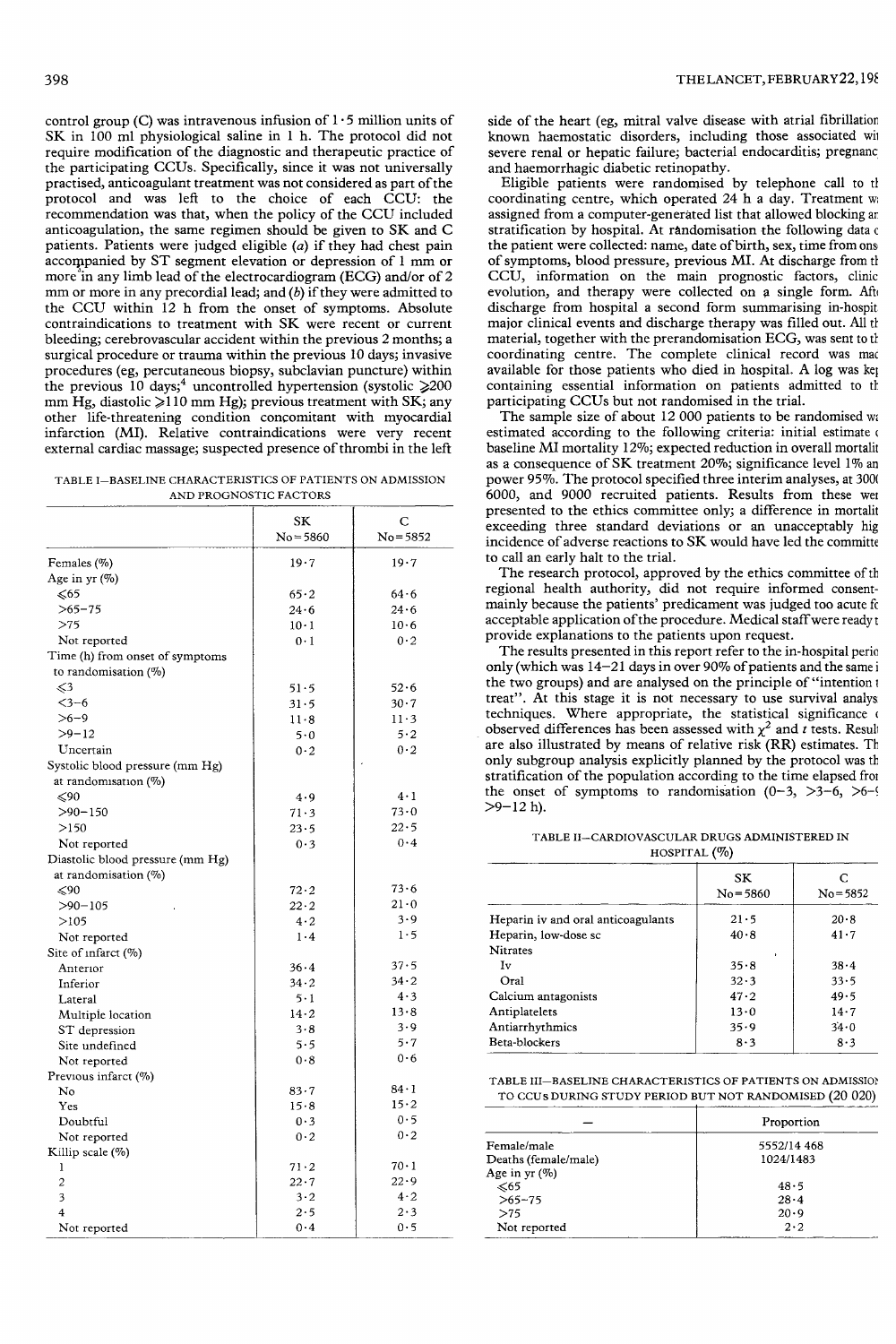control group (C) was intravenous infusion of 1·5 million units of SK in 100 ml physiological saline in 1 h. The protocol did not require modification of the diagnostic and therapeutic practice of the participating CCUs. Specifically, since it was not universally practised, anticoagulant treatment was not considered as part of the protocol and was left to the choice of each CCU: the recommendation was that, when the policy of the CCU included anticoagulation, the same regimen should be given to SK and C patients. Patients were judged eligible (*a*) if they had chest pain accompanied by ST segment elevation or depression of 1 mm or more in any limb lead of the electrocardiogram (ECG) and/or of 2 mm or more in any precordial lead; and (*b*) if they were admitted to the CCU within 12 h from the onset of symptoms. Absolute contraindications to treatment with SK were recent or current bleeding; cerebrovascular accident within the previous 2 months; a surgical procedure or trauma within the previous 10 days; invasive procedures (eg, percutaneous biopsy, subclavian puncture) within the previous 10 days;[4] uncontrolled hypertension (systolic ≥200 mm Hg, diastolic ≥110 mm Hg); previous treatment with SK; any other life-threatening condition concomitant with myocardial infarction (MI). Relative contraindications were very recent external cardiac massage; suspected presence of thrombi in the left side of the heart (eg, mitral valve disease with atrial fibrillation known haemostatic disorders, including those associated wit severe renal or hepatic failure; bacterial endocarditis; pregnanc and haemorrhagic diabetic retinopathy.

Eligible patients were randomised by telephone call to th coordinating centre, which operated 24 h a day. Treatment wa assigned from a computer-generated list that allowed blocking an stratification by hospital. At randomisation the following data c the patient were collected: name, date of birth, sex, time from onse of symptoms, blood pressure, previous MI. At discharge from th CCU, information on the main prognostic factors, clinic evolution, and therapy were collected on a single form. Afte discharge from hospital a second form summarising in-hospit major clinical events and discharge therapy was filled out. All th material, together with the prerandomisation ECG, was sent to th coordinating centre. The complete clinical record was mad available for those patients who died in hospital. A log was kep containing essential information on patients admitted to th participating CCUs but not randomised in the trial.

The sample size of about 12 000 patients to be randomised wa estimated according to the following criteria: initial estimate o baseline MI mortality 12%; expected reduction in overall mortalit as a consequence of SK treatment 20%; significance level 1% an power 95%. The protocol specified three interim analyses, at 300( 6000, and 9000 recruited patients. Results from these wer presented to the ethics committee only; a difference in mortalit exceeding three standard deviations or an unacceptably hig incidence of adverse reactions to SK would have led the committe to call an early halt to the trial.

The research protocol, approved by the ethics committee of th regional health authority, did not require informed consent mainly because the patients' predicament was judged too acute fo acceptable application of the procedure. Medical staff were ready t provide explanations to the patients upon request.

The results presented in this report refer to the in-hospital perio only (which was 14–21 days in over 90% of patients and the same i the two groups) and are analysed on the principle of "intention t treat". At this stage it is not necessary to use survival analys techniques. Where appropriate, the statistical significance o observed differences has been assessed with $\chi^2$ and *t* tests. Result are also illustrated by means of relative risk (RR) estimates. Th only subgroup analysis explicitly planned by the protocol was th stratification of the population according to the time elapsed fro the onset of symptoms to randomisation (0–3, >3–6, >6–9 >9–12 h).

TABLE I—BASELINE CHARACTERISTICS OF PATIENTS ON ADMISSION AND PROGNOSTIC FACTORS

| | SK No = 5860 | C No = 5852 |
|---|---|---|
| Females (%) | 19·7 | 19·7 |
| Age in yr (%) | | |
| ≤65 | 65·2 | 64·6 |
| >65–75 | 24·6 | 24·6 |
| >75 | 10·1 | 10·6 |
| Not reported | 0·1 | 0·2 |
| Time (h) from onset of symptoms to randomisation (%) | | |
| ≤3 | 51·5 | 52·6 |
| <3–6 | 31·5 | 30·7 |
| >6–9 | 11·8 | 11·3 |
| >9–12 | 5·0 | 5·2 |
| Uncertain | 0·2 | 0·2 |
| Systolic blood pressure (mm Hg) at randomisation (%) | | |
| ≤90 | 4·9 | 4·1 |
| >90–150 | 71·3 | 73·0 |
| >150 | 23·5 | 22·5 |
| Not reported | 0·3 | 0·4 |
| Diastolic blood pressure (mm Hg) at randomisation (%) | | |
| ≤90 | 72·2 | 73·6 |
| >90–105 | 22·2 | 21·0 |
| >105 | 4·2 | 3·9 |
| Not reported | 1·4 | 1·5 |
| Site of infarct (%) | | |
| Anterior | 36·4 | 37·5 |
| Inferior | 34·2 | 34·2 |
| Lateral | 5·1 | 4·3 |
| Multiple location | 14·2 | 13·8 |
| ST depression | 3·8 | 3·9 |
| Site undefined | 5·5 | 5·7 |
| Not reported | 0·8 | 0·6 |
| Previous infarct (%) | | |
| No | 83·7 | 84·1 |
| Yes | 15·8 | 15·2 |
| Doubtful | 0·3 | 0·5 |
| Not reported | 0·2 | 0·2 |
| Killip scale (%) | | |
| 1 | 71·2 | 70·1 |
| 2 | 22·7 | 22·9 |
| 3 | 3·2 | 4·2 |
| 4 | 2·5 | 2·3 |
| Not reported | 0·4 | 0·5 |

TABLE II—CARDIOVASCULAR DRUGS ADMINISTERED IN HOSPITAL (%)

| | SK No = 5860 | C No = 5852 |
|---|---|---|
| Heparin iv and oral anticoagulants | 21·5 | 20·8 |
| Heparin, low-dose sc | 40·8 | 41·7 |
| Nitrates | | |
| Iv | 35·8 | 38·4 |
| Oral | 32·3 | 33·5 |
| Calcium antagonists | 47·2 | 49·5 |
| Antiplatelets | 13·0 | 14·7 |
| Antiarrhythmics | 35·9 | 34·0 |
| Beta-blockers | 8·3 | 8·3 |

TABLE III—BASELINE CHARACTERISTICS OF PATIENTS ON ADMISSION TO CCUs DURING STUDY PERIOD BUT NOT RANDOMISED (20 020)

| — | Proportion |
|---|---|
| Female/male | 5552/14 468 |
| Deaths (female/male) | 1024/1483 |
| Age in yr (%) | |
| ≤65 | 48·5 |
| >65–75 | 28·4 |
| >75 | 20·9 |
| Not reported | 2·2 |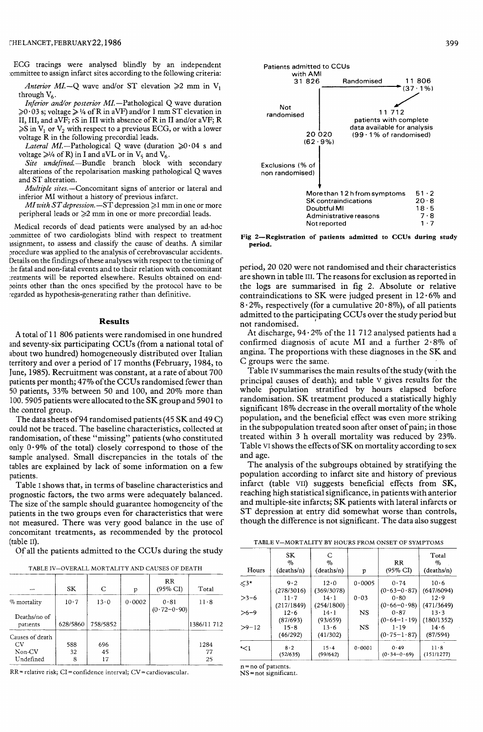ECG tracings were analysed blindly by an independent committee to assign infarct sites according to the following criteria:

*Anterior MI.*—Q wave and/or ST elevation ⩾2 mm in $V_1$ through $V_6$.

*Inferior and/or posterior MI.*—Pathological Q wave duration ⩾0·03 s; voltage ⩾¼ of R in aVF) and/or 1 mm ST elevation in II, III, and aVF; rS in III with absence of R in II and/or aVF; R ⩾S in $V_1$ or $V_2$ with respect to a previous ECG, or with a lower voltage R in the following precordial leads.

*Lateral MI.*—Pathological Q wave (duration ⩾0·04 s and voltage ⩾¼ of R) in I and aVL or in $V_5$ and $V_6$.

*Site undefined.*—Bundle branch block with secondary alterations of the repolarisation masking pathological Q waves and ST alteration.

*Multiple sites.*—Concomitant signs of anterior or lateral and inferior MI without a history of previous infarct.

*MI with ST depression.*—ST depression ⩾1 mm in one or more peripheral leads or ⩾2 mm in one or more precordial leads.

Medical records of dead patients were analysed by an ad-hoc committee of two cardiologists blind with respect to treatment assignment, to assess and classify the cause of deaths. A similar procedure was applied to the analysis of cerebrovascular accidents. Details on the findings of these analyses with respect to the timing of the fatal and non-fatal events and to their relation with concomitant treatments will be reported elsewhere. Results obtained on end-points other than the ones specified by the protocol have to be regarded as hypothesis-generating rather than definitive.

## Results

A total of 11 806 patients were randomised in one hundred and seventy-six participating CCUs (from a national total of about two hundred) homogeneously distributed over Italian territory and over a period of 17 months (February, 1984, to June, 1985). Recruitment was constant, at a rate of about 700 patients per month; 47% of the CCUs randomised fewer than 50 patients, 33% between 50 and 100, and 20% more than 100. 5905 patients were allocated to the SK group and 5901 to the control group.

The data sheets of 94 randomised patients (45 SK and 49 C) could not be traced. The baseline characteristics, collected at randomisation, of these "missing" patients (who constituted only 0·9% of the total) closely correspond to those of the sample analysed. Small discrepancies in the totals of the tables are explained by lack of some information on a few patients.

Table I shows that, in terms of baseline characteristics and prognostic factors, the two arms were adequately balanced. The size of the sample should guarantee homogeneity of the patients in the two groups even for characteristics that were not measured. There was very good balance in the use of concomitant treatments, as recommended by the protocol (table II).

Of all the patients admitted to the CCUs during the study

TABLE IV—OVERALL MORTALITY AND CAUSES OF DEATH

| — | SK | C | p | RR (95% CI) | Total |
|---|---|---|---|---|---|
| % mortality | 10·7 | 13·0 | 0·0002 | 0·81 (0·72–0·90) | 11·8 |
| Deaths/no of patients | 628/5860 | 758/5852 | | | 1386/11 712 |
| Causes of death | | | | | |
| CV | 588 | 696 | | | 1284 |
| Non-CV | 32 | 45 | | | 77 |
| Undefined | 8 | 17 | | | 25 |

RR = relative risk; CI = confidence interval; CV = cardiovascular.

Patients admitted to CCUs with AMI: 31 826
- Randomised: 11 806 (37·1%)
  - 11 712 patients with complete data available for analysis (99·1% of randomised)
- Not randomised: 20 020 (62·9%)

Exclusions (% of non randomised)

| | |
|---|---|
| More than 12 h from symptoms | 51·2 |
| SK contraindications | 20·8 |
| Doubtful MI | 18·5 |
| Administrative reasons | 7·8 |
| Not reported | 1·7 |

**Fig 2—Registration of patients admitted to CCUs during study period.**

period, 20 020 were not randomised and their characteristics are shown in table III. The reasons for exclusion as reported in the logs are summarised in fig 2. Absolute or relative contraindications to SK were judged present in 12·6% and 8·2%, respectively (for a cumulative 20·8%), of all patients admitted to the participating CCUs over the study period but not randomised.

At discharge, 94·2% of the 11 712 analysed patients had a confirmed diagnosis of acute MI and a further 2·8% of angina. The proportions with these diagnoses in the SK and C groups were the same.

Table IV summarises the main results of the study (with the principal causes of death); and table V gives results for the whole population stratified by hours elapsed before randomisation. SK treatment produced a statistically highly significant 18% decrease in the overall mortality of the whole population, and the beneficial effect was even more striking in the subpopulation treated soon after onset of pain; in those treated within 3 h overall mortality was reduced by 23%. Table VI shows the effects of SK on mortality according to sex and age.

The analysis of the subgroups obtained by stratifying the population according to infarct site and history of previous infarct (table VII) suggests beneficial effects from SK, reaching high statistical significance, in patients with anterior and multiple-site infarcts; SK patients with lateral infarcts or ST depression at entry did somewhat worse than controls, though the difference is not significant. The data also suggest

TABLE V—MORTALITY BY HOURS FROM ONSET OF SYMPTOMS

| Hours | SK % (deaths/n) | C % (deaths/n) | p | RR (95% CI) | Total % (deaths/n) |
|---|---|---|---|---|---|
| ⩽3* | 9·2 (278/3016) | 12·0 (369/3078) | 0·0005 | 0·74 (0·63–0·87) | 10·6 (647/6094) |
| >3–6 | 11·7 (217/1849) | 14·1 (254/1800) | 0·03 | 0·80 (0·66–0·98) | 12·9 (471/3649) |
| >6–9 | 12·6 (87/693) | 14·1 (93/659) | NS | 0·87 (0·64–1·19) | 13·3 (180/1352) |
| >9–12 | 15·8 (46/292) | 13·6 (41/302) | NS | 1·19 (0·75–1·87) | 14·6 (87/594) |
| *<1 | 8·2 (52/635) | 15·4 (99/642) | 0·0001 | 0·49 (0·34–0·69) | 11·8 (151/1277) |

n = no of patients.
NS = not significant.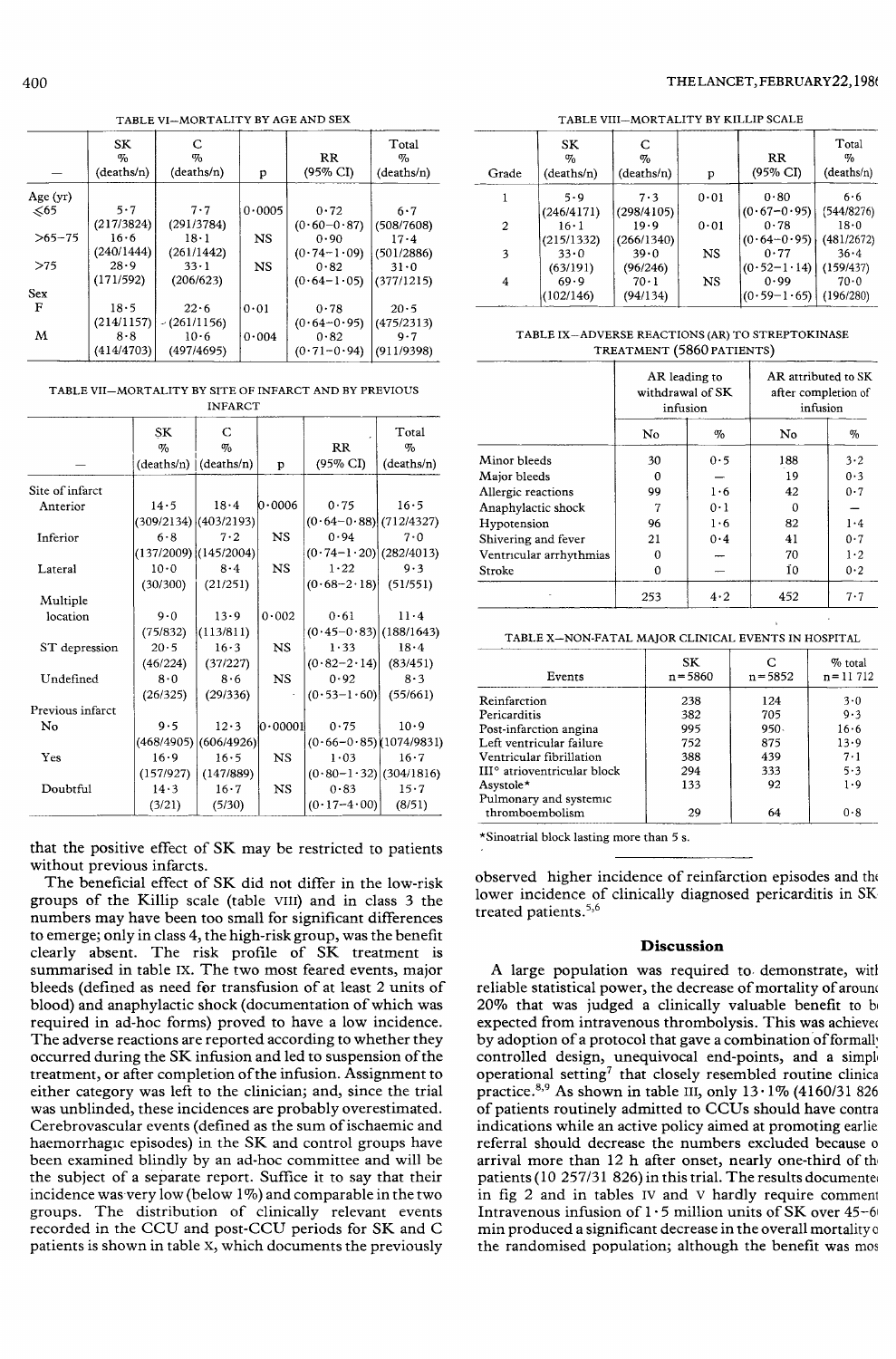TABLE VI—MORTALITY BY AGE AND SEX

| — | SK % (deaths/n) | C % (deaths/n) | p | RR (95% CI) | Total % (deaths/n) |
|---|---|---|---|---|---|
| Age (yr) | | | | | |
| ≤65 | 5·7 (217/3824) | 7·7 (291/3784) | 0·0005 | 0·72 (0·60–0·87) | 6·7 (508/7608) |
| >65–75 | 16·6 (240/1444) | 18·1 (261/1442) | NS | 0·90 (0·74–1·09) | 17·4 (501/2886) |
| >75 | 28·9 (171/592) | 33·1 (206/623) | NS | 0·82 (0·64–1·05) | 31·0 (377/1215) |
| Sex | | | | | |
| F | 18·5 (214/1157) | 22·6 (261/1156) | 0·01 | 0·78 (0·64–0·95) | 20·5 (475/2313) |
| M | 8·8 (414/4703) | 10·6 (497/4695) | 0·004 | 0·82 (0·71–0·94) | 9·7 (911/9398) |

TABLE VII—MORTALITY BY SITE OF INFARCT AND BY PREVIOUS INFARCT

| — | SK % (deaths/n) | C % (deaths/n) | p | RR (95% CI) | Total % (deaths/n) |
|---|---|---|---|---|---|
| Site of infarct | | | | | |
| Anterior | 14·5 (309/2134) | 18·4 (403/2193) | 0·0006 | 0·75 (0·64–0·88) | 16·5 (712/4327) |
| Inferior | 6·8 (137/2009) | 7·2 (145/2004) | NS | 0·94 (0·74–1·20) | 7·0 (282/4013) |
| Lateral | 10·0 (30/300) | 8·4 (21/251) | NS | 1·22 (0·68–2·18) | 9·3 (51/551) |
| Multiple location | 9·0 (75/832) | 13·9 (113/811) | 0·002 | 0·61 (0·45–0·83) | 11·4 (188/1643) |
| ST depression | 20·5 (46/224) | 16·3 (37/227) | NS | 1·33 (0·82–2·14) | 18·4 (83/451) |
| Undefined | 8·0 (26/325) | 8·6 (29/336) | NS | 0·92 (0·53–1·60) | 8·3 (55/661) |
| Previous infarct | | | | | |
| No | 9·5 (468/4905) | 12·3 (606/4926) | 0·00001 | 0·75 (0·66–0·85) | 10·9 (1074/9831) |
| Yes | 16·9 (157/927) | 16·5 (147/889) | NS | 1·03 (0·80–1·32) | 16·7 (304/1816) |
| Doubtful | 14·3 (3/21) | 16·7 (5/30) | NS | 0·83 (0·17–4·00) | 15·7 (8/51) |

that the positive effect of SK may be restricted to patients without previous infarcts.

The beneficial effect of SK did not differ in the low-risk groups of the Killip scale (table VIII) and in class 3 the numbers may have been too small for significant differences to emerge; only in class 4, the high-risk group, was the benefit clearly absent. The risk profile of SK treatment is summarised in table IX. The two most feared events, major bleeds (defined as need for transfusion of at least 2 units of blood) and anaphylactic shock (documentation of which was required in ad-hoc forms) proved to have a low incidence. The adverse reactions are reported according to whether they occurred during the SK infusion and led to suspension of the treatment, or after completion of the infusion. Assignment to either category was left to the clinician; and, since the trial was unblinded, these incidences are probably overestimated. Cerebrovascular events (defined as the sum of ischaemic and haemorrhagic episodes) in the SK and control groups have been examined blindly by an ad-hoc committee and will be the subject of a separate report. Suffice it to say that their incidence was very low (below 1%) and comparable in the two groups. The distribution of clinically relevant events recorded in the CCU and post-CCU periods for SK and C patients is shown in table X, which documents the previously observed higher incidence of reinfarction episodes and the lower incidence of clinically diagnosed pericarditis in SK treated patients.[5,6]

TABLE VIII—MORTALITY BY KILLIP SCALE

| Grade | SK % (deaths/n) | C % (deaths/n) | p | RR (95% CI) | Total % (deaths/n) |
|---|---|---|---|---|---|
| 1 | 5·9 (246/4171) | 7·3 (298/4105) | 0·01 | 0·80 (0·67–0·95) | 6·6 (544/8276) |
| 2 | 16·1 (215/1332) | 19·9 (266/1340) | 0·01 | 0·78 (0·64–0·95) | 18·0 (481/2672) |
| 3 | 33·0 (63/191) | 39·0 (96/246) | NS | 0·77 (0·52–1·14) | 36·4 (159/437) |
| 4 | 69·9 (102/146) | 70·1 (94/134) | NS | 0·99 (0·59–1·65) | 70·0 (196/280) |

TABLE IX—ADVERSE REACTIONS (AR) TO STREPTOKINASE TREATMENT (5860 PATIENTS)

| | AR leading to withdrawal of SK infusion | | AR attributed to SK after completion of infusion | |
|---|---|---|---|---|
| | No | % | No | % |
| Minor bleeds | 30 | 0·5 | 188 | 3·2 |
| Major bleeds | 0 | — | 19 | 0·3 |
| Allergic reactions | 99 | 1·6 | 42 | 0·7 |
| Anaphylactic shock | 7 | 0·1 | 0 | — |
| Hypotension | 96 | 1·6 | 82 | 1·4 |
| Shivering and fever | 21 | 0·4 | 41 | 0·7 |
| Ventricular arrhythmias | 0 | — | 70 | 1·2 |
| Stroke | 0 | — | 10 | 0·2 |
| | 253 | 4·2 | 452 | 7·7 |

TABLE X—NON-FATAL MAJOR CLINICAL EVENTS IN HOSPITAL

| Events | SK n=5860 | C n=5852 | % total n=11 712 |
|---|---|---|---|
| Reinfarction | 238 | 124 | 3·0 |
| Pericarditis | 382 | 705 | 9·3 |
| Post-infarction angina | 995 | 950 | 16·6 |
| Left ventricular failure | 752 | 875 | 13·9 |
| Ventricular fibrillation | 388 | 439 | 7·1 |
| III° atrioventricular block | 294 | 333 | 5·3 |
| Asystole* | 133 | 92 | 1·9 |
| Pulmonary and systemic thromboembolism | 29 | 64 | 0·8 |

*Sinoatrial block lasting more than 5 s.

## Discussion

A large population was required to demonstrate, with reliable statistical power, the decrease of mortality of around 20% that was judged a clinically valuable benefit to be expected from intravenous thrombolysis. This was achieved by adoption of a protocol that gave a combination of formally controlled design, unequivocal end-points, and a simple operational setting[7] that closely resembled routine clinical practice.[8,9] As shown in table III, only 13·1% (4160/31 826) of patients routinely admitted to CCUs should have contraindications while an active policy aimed at promoting earlier referral should decrease the numbers excluded because of arrival more than 12 h after onset, nearly one-third of the patients (10 257/31 826) in this trial. The results documented in fig 2 and in tables IV and V hardly require comment. Intravenous infusion of 1·5 million units of SK over 45–60 min produced a significant decrease in the overall mortality of the randomised population; although the benefit was most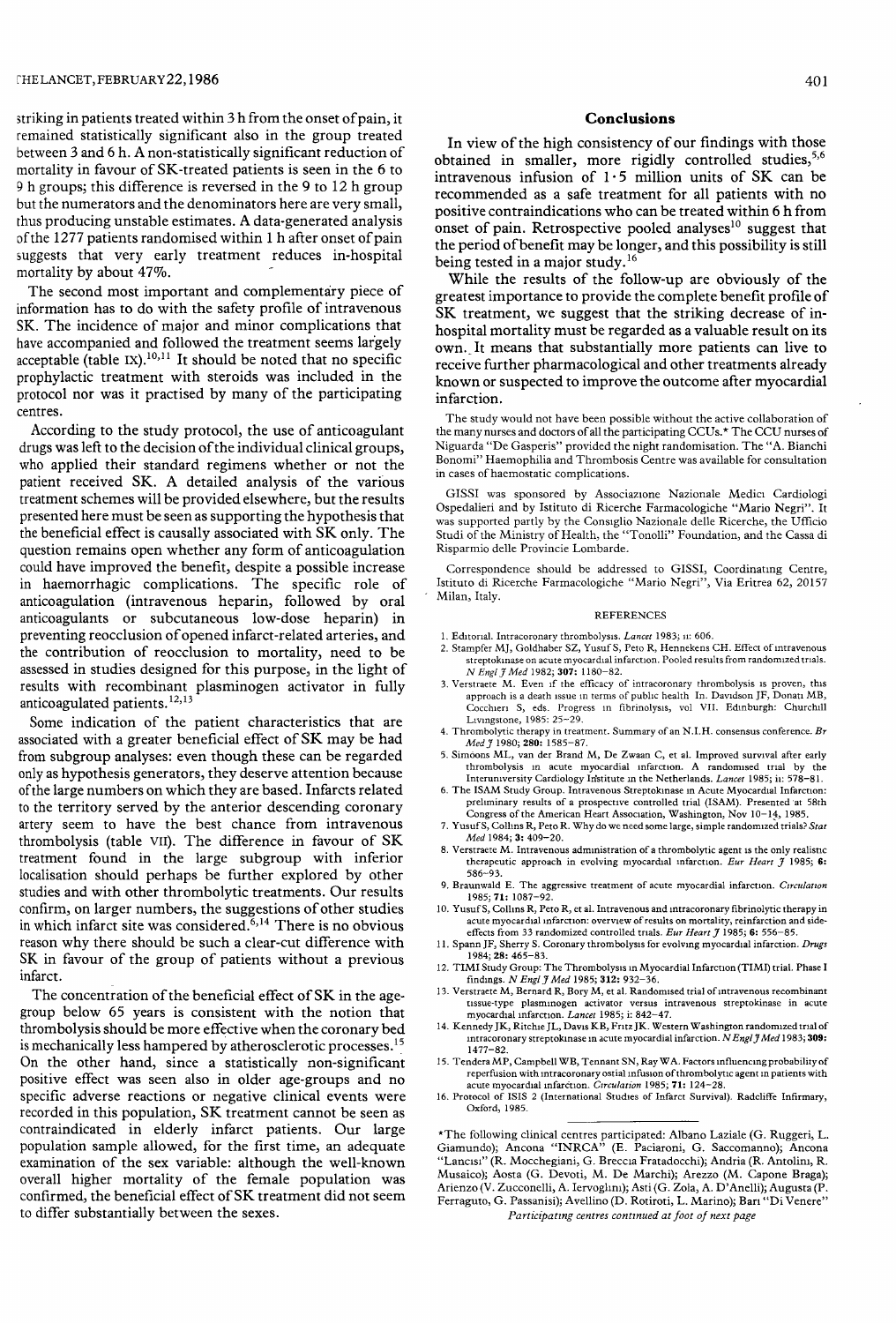striking in patients treated within 3 h from the onset of pain, it remained statistically significant also in the group treated between 3 and 6 h. A non-statistically significant reduction of mortality in favour of SK-treated patients is seen in the 6 to 9 h groups; this difference is reversed in the 9 to 12 h group but the numerators and the denominators here are very small, thus producing unstable estimates. A data-generated analysis of the 1277 patients randomised within 1 h after onset of pain suggests that very early treatment reduces in-hospital mortality by about 47%.

The second most important and complementary piece of information has to do with the safety profile of intravenous SK. The incidence of major and minor complications that have accompanied and followed the treatment seems largely acceptable (table IX).[10,11] It should be noted that no specific prophylactic treatment with steroids was included in the protocol nor was it practised by many of the participating centres.

According to the study protocol, the use of anticoagulant drugs was left to the decision of the individual clinical groups, who applied their standard regimens whether or not the patient received SK. A detailed analysis of the various treatment schemes will be provided elsewhere, but the results presented here must be seen as supporting the hypothesis that the beneficial effect is causally associated with SK only. The question remains open whether any form of anticoagulation could have improved the benefit, despite a possible increase in haemorrhagic complications. The specific role of anticoagulation (intravenous heparin, followed by oral anticoagulants or subcutaneous low-dose heparin) in preventing reocclusion of opened infarct-related arteries, and the contribution of reocclusion to mortality, need to be assessed in studies designed for this purpose, in the light of results with recombinant plasminogen activator in fully anticoagulated patients.[12,13]

Some indication of the patient characteristics that are associated with a greater beneficial effect of SK may be had from subgroup analyses: even though these can be regarded only as hypothesis generators, they deserve attention because of the large numbers on which they are based. Infarcts related to the territory served by the anterior descending coronary artery seem to have the best chance from intravenous thrombolysis (table VII). The difference in favour of SK treatment found in the large subgroup with inferior localisation should perhaps be further explored by other studies and with other thrombolytic treatments. Our results confirm, on larger numbers, the suggestions of other studies in which infarct site was considered.[6,14] There is no obvious reason why there should be such a clear-cut difference with SK in favour of the group of patients without a previous infarct.

The concentration of the beneficial effect of SK in the age-group below 65 years is consistent with the notion that thrombolysis should be more effective when the coronary bed is mechanically less hampered by atherosclerotic processes.[15] On the other hand, since a statistically non-significant positive effect was seen also in older age-groups and no specific adverse reactions or negative clinical events were recorded in this population, SK treatment cannot be seen as contraindicated in elderly infarct patients. Our large population sample allowed, for the first time, an adequate examination of the sex variable: although the well-known overall higher mortality of the female population was confirmed, the beneficial effect of SK treatment did not seem to differ substantially between the sexes.

## Conclusions

In view of the high consistency of our findings with those obtained in smaller, more rigidly controlled studies,[5,6] intravenous infusion of 1·5 million units of SK can be recommended as a safe treatment for all patients with no positive contraindications who can be treated within 6 h from onset of pain. Retrospective pooled analyses[10] suggest that the period of benefit may be longer, and this possibility is still being tested in a major study.[16]

While the results of the follow-up are obviously of the greatest importance to provide the complete benefit profile of SK treatment, we suggest that the striking decrease of in-hospital mortality must be regarded as a valuable result on its own. It means that substantially more patients can live to receive further pharmacological and other treatments already known or suspected to improve the outcome after myocardial infarction.

The study would not have been possible without the active collaboration of the many nurses and doctors of all the participating CCUs.* The CCU nurses of Niguarda "De Gasperis" provided the night randomisation. The "A. Bianchi Bonomi" Haemophilia and Thrombosis Centre was available for consultation in cases of haemostatic complications.

GISSI was sponsored by Associazione Nazionale Medici Cardiologi Ospedalieri and by Istituto di Ricerche Farmacologiche "Mario Negri". It was supported partly by the Consiglio Nazionale delle Ricerche, the Ufficio Studi of the Ministry of Health, the "Tonolli" Foundation, and the Cassa di Risparmio delle Provincie Lombarde.

Correspondence should be addressed to GISSI, Coordinating Centre, Istituto di Ricerche Farmacologiche "Mario Negri", Via Eritrea 62, 20157 Milan, Italy.

### REFERENCES

1. Editorial. Intracoronary thrombolysis. *Lancet* 1983; ii: 606.
2. Stampfer MJ, Goldhaber SZ, Yusuf S, Peto R, Hennekens CH. Effect of intravenous streptokinase on acute myocardial infarction. Pooled results from randomized trials. *N Engl J Med* 1982; **307:** 1180–82.
3. Verstraete M. Even if the efficacy of intracoronary thrombolysis is proven, this approach is a death issue in terms of public health. In: Davidson JF, Donati MB, Cocchieri S, eds. Progress in fibrinolysis, vol VII. Edinburgh: Churchill Livingstone, 1985: 25–29.
4. Thrombolytic therapy in treatment. Summary of an N.I.H. consensus conference. *Br Med J* 1980; **280:** 1585–87.
5. Simoons ML, van der Brand M, De Zwaan C, et al. Improved survival after early thrombolysis in acute myocardial infarction. A randomised trial by the Interuniversity Cardiology Institute in the Netherlands. *Lancet* 1985; ii: 578–81.
6. The ISAM Study Group. Intravenous Streptokinase in Acute Myocardial Infarction: preliminary results of a prospective controlled trial (ISAM). Presented at 58th Congress of the American Heart Association, Washington, Nov 10–14, 1985.
7. Yusuf S, Collins R, Peto R. Why do we need some large, simple randomized trials? *Stat Med* 1984; **3:** 409–20.
8. Verstraete M. Intravenous administration of a thrombolytic agent is the only realistic therapeutic approach in evolving myocardial infarction. *Eur Heart J* 1985; **6:** 586–93.
9. Braunwald E. The aggressive treatment of acute myocardial infarction. *Circulation* 1985; **71:** 1087–92.
10. Yusuf S, Collins R, Peto R, et al. Intravenous and intracoronary fibrinolytic therapy in acute myocardial infarction: overview of results on mortality, reinfarction and side-effects from 33 randomized controlled trials. *Eur Heart J* 1985; **6:** 556–85.
11. Spann JF, Sherry S. Coronary thrombolysis for evolving myocardial infarction. *Drugs* 1984; **28:** 465–83.
12. TIMI Study Group: The Thrombolysis in Myocardial Infarction (TIMI) trial. Phase I findings. *N Engl J Med* 1985; **312:** 932–36.
13. Verstraete M, Bernard R, Bory M, et al. Randomised trial of intravenous recombinant tissue-type plasminogen activator versus intravenous streptokinase in acute myocardial infarction. *Lancet* 1985; i: 842–47.
14. Kennedy JK, Ritchie JL, Davis KB, Fritz JK. Western Washington randomized trial of intracoronary streptokinase in acute myocardial infarction. *N Engl J Med* 1983; **309:** 1477–82.
15. Tendera MP, Campbell WB, Tennant SN, Ray WA. Factors influencing probability of reperfusion with intracoronary ostial infusion of thrombolytic agent in patients with acute myocardial infarction. *Circulation* 1985; **71:** 124–28.
16. Protocol of ISIS 2 (International Studies of Infarct Survival). Radcliffe Infirmary, Oxford, 1985.

*The following clinical centres participated: Albano Laziale (G. Ruggeri, L. Giamundo); Ancona "INRCA" (E. Paciaroni, G. Saccomanno); Ancona "Lancisi" (R. Mocchegiani, G. Breccia Fratadocchi); Andria (R. Antolini, R. Musaico); Aosta (G. Devoti, M. De Marchi); Arezzo (M. Capone Braga); Arienzo (V. Zucconelli, A. Iervoglini); Asti (G. Zola, A. D'Anelli); Augusta (P. Ferraguto, G. Passanisi); Avellino (D. Rotiroti, L. Marino); Bari "Di Venere"

*Participating centres continued at foot of next page*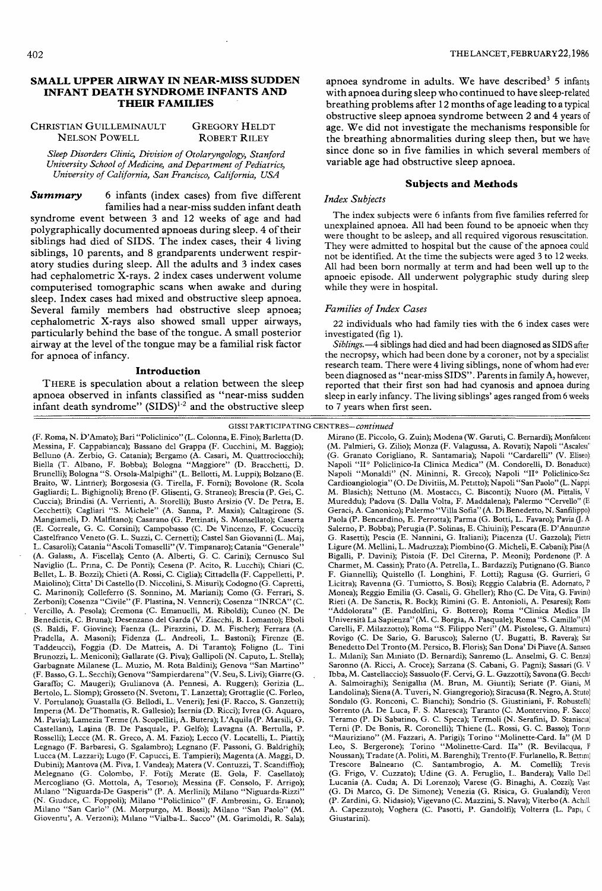# SMALL UPPER AIRWAY IN NEAR-MISS SUDDEN INFANT DEATH SYNDROME INFANTS AND THEIR FAMILIES

CHRISTIAN GUILLEMINAULT GREGORY HELDT
NELSON POWELL ROBERT RILEY

*Sleep Disorders Clinic, Division of Otolaryngology, Stanford University School of Medicine, and Department of Pediatrics, University of California, San Francisco, California, USA*

***Summary*** 6 infants (index cases) from five different families had a near-miss sudden infant death syndrome event between 3 and 12 weeks of age and had polygraphically documented apnoeas during sleep. 4 of their siblings had died of SIDS. The index cases, their 4 living siblings, 10 parents, and 8 grandparents underwent respiratory studies during sleep. All the adults and 3 index cases had cephalometric X-rays. 2 index cases underwent volume computerised tomographic scans when awake and during sleep. Index cases had mixed and obstructive sleep apnoea. Several family members had obstructive sleep apnoea; cephalometric X-rays also showed small upper airways, particularly behind the base of the tongue. A small posterior airway at the level of the tongue may be a familial risk factor for apnoea of infancy.

## Introduction

THERE is speculation about a relation between the sleep apnoea observed in infants classified as "near-miss sudden infant death syndrome" (SIDS)[1-2] and the obstructive sleep apnoea syndrome in adults. We have described[3] 5 infants with apnoea during sleep who continued to have sleep-related breathing problems after 12 months of age leading to a typical obstructive sleep apnoea syndrome between 2 and 4 years of age. We did not investigate the mechanisms responsible for the breathing abnormalities during sleep then, but we have since done so in five families in which several members of variable age had obstructive sleep apnoea.

## Subjects and Methods

### *Index Subjects*

The index subjects were 6 infants from five families referred for unexplained apnoea. All had been found to be apnoeic when they were thought to be asleep, and all required vigorous resuscitation. They were admitted to hospital but the cause of the apnoea could not be identified. At the time the subjects were aged 3 to 12 weeks. All had been born normally at term and had been well up to the apnoeic episode. All underwent polygraphic study during sleep while they were in hospital.

### *Families of Index Cases*

22 individuals who had family ties with the 6 index cases were investigated (fig 1).

*Siblings.*—4 siblings had died and had been diagnosed as SIDS after the necropsy, which had been done by a coroner, not by a specialist research team. There were 4 living siblings, none of whom had ever been diagnosed as "near-miss SIDS". Parents in family A, however, reported that their first son had had cyanosis and apnoea during sleep in early infancy. The living siblings' ages ranged from 6 weeks to 7 years when first seen.

GISSI PARTICIPATING CENTRES—*continued*

(F. Roma, N. D'Amato); Bari "Policlinico" (L. Colonna, E. Fino); Barletta (D. Messina, F. Cappabianca); Bassano del Grappa (F. Cucchini, M. Baggio); Belluno (A. Zerbio, G. Catania); Bergamo (A. Casari, M. Quattrociocchi); Biella (T. Albano, F. Bobba); Bologna "Maggiore" (D. Bracchetti, D. Brunelli); Bologna "S. Orsola-Malpighi" (L. Bellotti, M. Luppi); Bolzano (E. Braito, W. Lintner); Borgosesia (G. Tirella, F. Forni); Bovolone (R. Scola Gagliardi; L. Bighignoli); Breno (F. Glisenti, G. Straneo); Brescia (P. Gei, C. Cuccia); Brindisi (A. Verrienti, A. Storelli); Busto Arsizio (V. De Petra, E. Cecchetti); Cagliari "S. Michele" (A. Sanna, P. Maxia); Caltagirone (S. Mangiameli, D. Malfitano); Casarano (G. Pettinati, S. Monsellato); Caserta (E. Correale, G. C. Corsini); Campobasso (C. De Vincenzo, F. Cocucci); Castelfranco Veneto (G. L. Suzzi, C. Cernetti); Castel San Giovanni (L. Maj, L. Casaroli); Catania "Ascoli Tomaselli" (V. Timpanaro); Catania "Generale" (A. Galassi, A. Fiscella); Cento (A. Alberti, G. C. Carini); Cernusco Sul Naviglio (L. Prina, C. De Ponti); Cesena (P. Acito, R. Lucchi); Chiari (C. Bellet, L. B. Bozzi); Chieti (A. Rossi, C. Ciglia); Cittadella (F. Cappelletti, P. Maiolino); Citta' Di Castello (D. Niccolini, S. Misuri); Codogno (G. Capretti, C. Marinoni); Colleferro (S. Sonnino, M. Mariani); Como (G. Ferrari, S. Zerboni); Cosenza "Civile" (F. Plastina, N. Venneri); Cosenza "INRCA" (C. Vercillo, A. Pesola); Cremona (C. Emanuelli, M. Riboldi); Cuneo (N. De Benedictis, C. Bruna); Desenzano del Garda (V. Ziacchi, B. Lomanto); Eboli (S. Baldi, F. Giovine); Faenza (L. Pirazzini, D. M. Fischer); Ferrara (A. Pradella, A. Masoni); Fidenza (L. Andreoli, L. Bastoni); Firenze (E. Taddeucci), Foggia (D. De Matteis, A. Di Taranto); Foligno (L. Tini Brunozzi, L. Meniconi); Gallarate (G. Piva); Gallipoli (N. Caputo, L. Stella); Garbagnate Milanese (L. Muzio, M. Rota Baldini); Genova "San Martino" (F. Basso, G. L. Secchi); Genova "Sampierdarena" (V. Seu, S. Livi); Giarre (G. Garaffo; C. Maugeri); Giulianova (A. Pennesi, A. Ruggeri); Gorizia (L. Bertolo, L. Slomp); Grosseto (N. Svetoni, T. Lanzetta); Grottaglie (C. Forleo, V. Portulano); Guastalla (G. Bellodi, L. Veneri); Jesi (F. Racco, S. Ganzetti); Imperia (M. De'Thomatis, R. Gallesio); Isernia (D. Ricci); Ivrea (G. Aquaro, M. Pavia); Lamezia Terme (A. Scopelliti, A. Butera); L'Aquila (P. Marsili, G. Castellani), Latina (B. De Pasquale, P. Gelfo); Lavagna (A. Bertulla, P. Rosselli); Lecce (M. R. Greco, A. M. Fazio); Lecco (V. Locatelli, L. Piatti); Legnago (F. Barbaresi, G. Sgalambro); Legnano (F. Passoni, G. Baldrighi); Lucca (M. Lazzari); Lugo (F. Capucci, E. Tampieri); Magenta (A. Maggi, D. Dubini); Mantova (M. Piva, I. Vandea); Matera (V. Contuzzi, T. Scandiffio); Melegnano (G. Colombo, F. Foti); Merate (E. Gola, F. Casellato); Mercogliano (G. Mottola, A, Tesorio); Messina (F. Consolo, F. Arrigo); Milano "Niguarda-De Gasperis" (P. A. Merlini); Milano "Niguarda-Rizzi" (N. Giudice, C. Foppoli); Milano "Policlinico" (F. Ambrosini, G. Eriano); Milano "San Carlo" (M. Morpurgo, M. Bossi); Milano "San Paolo" (M. Gioventu', A. Verzoni); Milano "Vialba-L. Sacco" (M. Garimoldi, R. Sala); Mirano (E. Piccolo, G. Zuin); Modena (W. Garuti, C. Bernardi); Monfalcone (M. Palmieri, G. Zilio); Monza (F. Valagussa, A. Rovari); Napoli "Ascalesi" (G. Granato Corigliano, R. Santamaria); Napoli "Cardarelli" (V. Eliseo); Napoli "II° Policlinico-Ia Clinica Medica" (M. Condorelli, D. Bonaduce); Napoli "Monaldi" (N. Mininni, R. Greco); Napoli "II° Policlinico-Sez. Cardioangiologia" (O. De Divitiis, M. Petitto); Napoli "San Paolo" (L. Nappi M. Blasich); Nettuno (M. Mostacci, C. Bisconti); Nuoro (M. Pittalis, V Mureddu); Padova (S. Dalla Volta, F. Maddalena); Palermo "Cervello" (E Geraci, A. Canonico); Palermo "Villa Sofia" (A. Di Benedetto, N. Sanfilippo) Paola (P. Bencardino, E. Perrotta); Parma (G. Botti, L. Favaro); Pavia (J. A Salerno, P. Bobba); Perugia (P. Solinas, E. Chiuini); Pescara (E. D'Annunzio G. Rasetti); Pescia (E. Nannini, G. Italiani); Piacenza (U. Gazzola); Pietra Ligure (M. Mellini, L. Madruzza); Piombino (G. Micheli, E. Cabani); Pisa (A Bigalli, P. Davini); Pistoia (F. Del Citerna, P. Meoni); Pordenone (P. A Charmet, M. Cassin); Prato (A. Petrella, L. Bardazzi); Putignano (G. Bianco F. Giannelli); Quistello (I. Longhini, F. Lotti); Ragusa (G. Gurrieri, G Licitra); Ravenna (G. Tumiotto, S. Bosi); Reggio Calabria (E. Adornato, P Monea); Reggio Emilia (G. Casali, G. Gheller); Rho (C. De Vita, G. Favini) Rieti (A. De Sanctis, R. Bock); Rimini (G. E. Antonioli, A. Pesaresi); Roma "Addolorata" (E. Pandolfini, G. Bottero); Roma "Clinica Medica IIa Università La Sapienza" (M. C. Borgia, A. Pasquale); Roma "S. Camillo" (M Carelli, F. Milazzotto); Roma "S. Filippo Neri" (M. Pistolese, G. Altamura) Rovigo (C. De Sario, G. Barusco); Salerno (U. Bugatti, B. Ravera); San Benedetto Del Tronto (M. Persico, B. Floris); San Dona' Di Piave (A. Sanson L. Milani); San Miniato (D. Bernardi); Sanremo (L. Anselmi, G. C. Benza) Saronno (A. Ricci, A. Croce); Sarzana (S. Cabani, G. Pagni); Sassari (G. V Ibba, M. Castellaccio); Sassuolo (F. Cervi, G. L. Gazzotti); Savona (G. Becchi A. Salmoiraghi); Senigallia (M. Brun, M. Giunti); Seriate (P. Giani, M Landolina); Siena (A. Tuveri, N. Giangregorio); Siracusa (R. Negro, A. Stuto) Sondalo (G. Ronconi, C. Bianchi); Sondrio (S. Giustiniani, F. Robustelli) Sorrento (A. De Luca, F. S. Maresca); Taranto (C. Montervino, F. Sacco) Teramo (P. Di Sabatino, G. C. Speca); Termoli (N. Serafini, D. Staniscia) Terni (P. De Bonis, R. Coronelli); Thiene (L. Rossi, G. C. Basso); Torino "Mauriziano" (M. Fazzari, A. Parigi); Torino "Molinette-Card. Ia" (M. D Leo, S. Bergerone); Torino "Molinette-Card. IIa" (R. Bevilacqua, F Noussan); Tradate (A. Politi, M. Barenghi); Trento (F. Furlanello, R. Bettini) Trescore Balneario (C. Santambrogio, A. M. Comelli); Trevis (G. Frigo, V. Cuzzato); Udine (G. A. Feruglio, L. Bandera); Vallo Dell Lucania (A. Cuda; A. Di Lorenzo); Varese (G. Binaghi, A. Cozzi); Vast (G. Di Marco, G. De Simone); Venezia (G. Risica, G. Gualandi); Veron (P. Zardini, G. Nidasio); Vigevano (C. Mazzini, S. Nava); Viterbo (A. Achill A. Capezzuto); Voghera (C. Pasotti, P. Gandolfi); Volterra (L. Papi, C Giustarini).